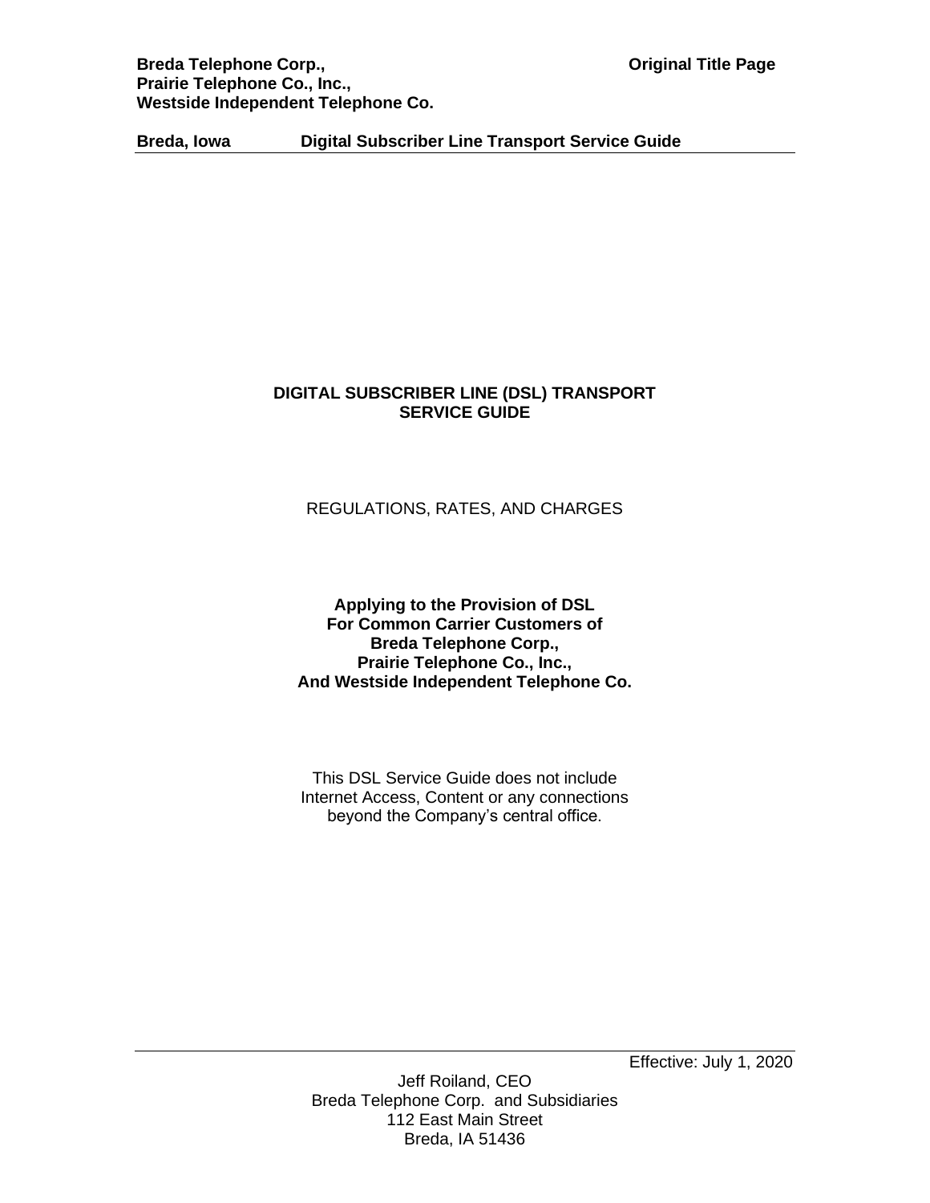**Breda Telephone Corp.,**
**Prairie Telephone Co., Inc.,**
**Westside Independent Telephone Co.**

**Original Title Page**

**Breda, Iowa** **Digital Subscriber Line Transport Service Guide**

# DIGITAL SUBSCRIBER LINE (DSL) TRANSPORT SERVICE GUIDE

REGULATIONS, RATES, AND CHARGES

**Applying to the Provision of DSL**
**For Common Carrier Customers of**
**Breda Telephone Corp.,**
**Prairie Telephone Co., Inc.,**
**And Westside Independent Telephone Co.**

This DSL Service Guide does not include Internet Access, Content or any connections beyond the Company's central office.

Effective: July 1, 2020

Jeff Roiland, CEO
Breda Telephone Corp. and Subsidiaries
112 East Main Street
Breda, IA 51436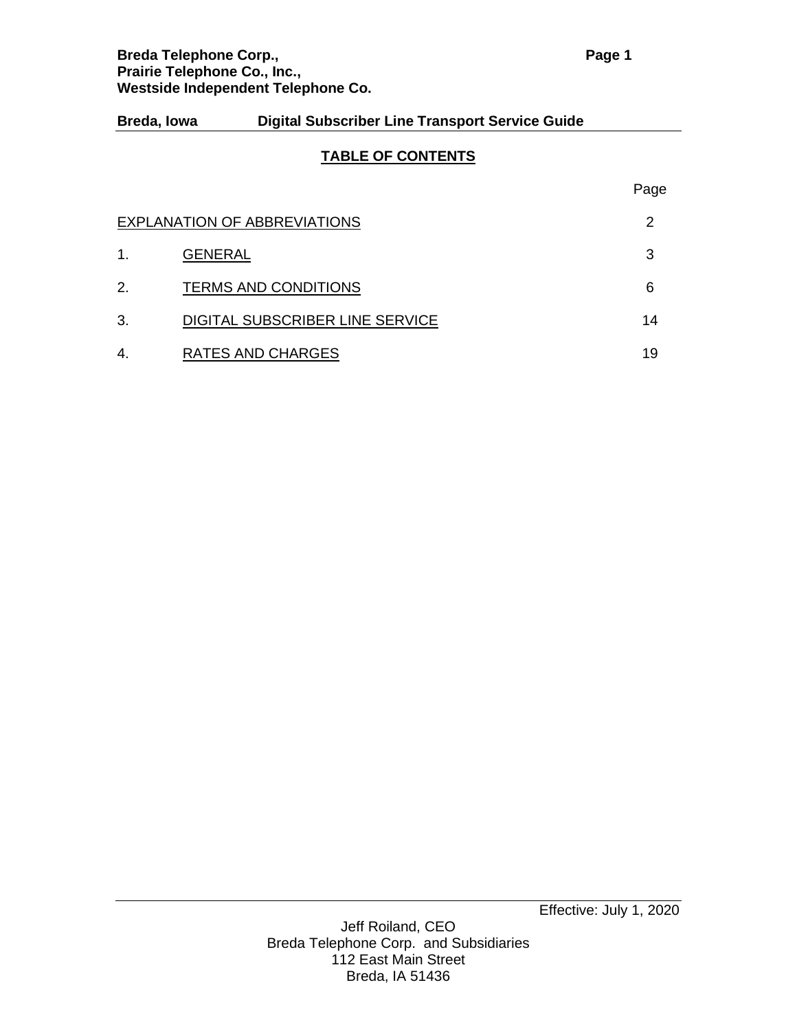## TABLE OF CONTENTS

| | | Page |
|---|---|---|
| EXPLANATION OF ABBREVIATIONS | | 2 |
| 1. | GENERAL | 3 |
| 2. | TERMS AND CONDITIONS | 6 |
| 3. | DIGITAL SUBSCRIBER LINE SERVICE | 14 |
| 4. | RATES AND CHARGES | 19 |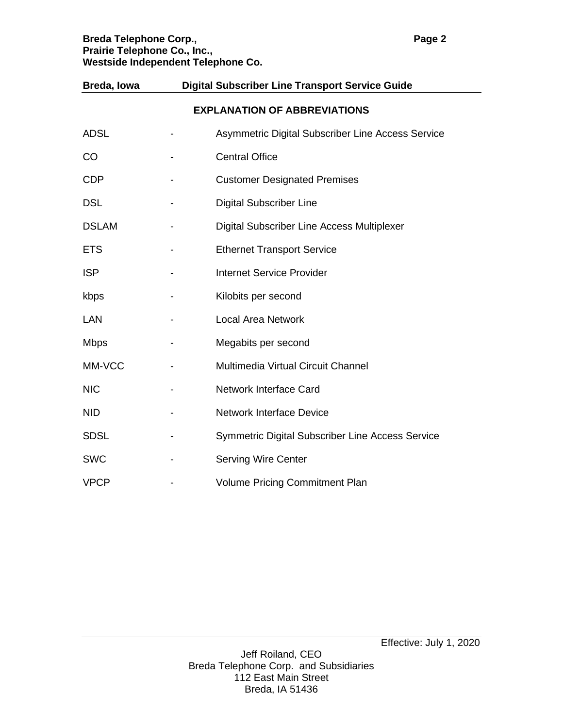## EXPLANATION OF ABBREVIATIONS

| | | |
|---|---|---|
| ADSL | - | Asymmetric Digital Subscriber Line Access Service |
| CO | - | Central Office |
| CDP | - | Customer Designated Premises |
| DSL | - | Digital Subscriber Line |
| DSLAM | - | Digital Subscriber Line Access Multiplexer |
| ETS | - | Ethernet Transport Service |
| ISP | - | Internet Service Provider |
| kbps | - | Kilobits per second |
| LAN | - | Local Area Network |
| Mbps | - | Megabits per second |
| MM-VCC | - | Multimedia Virtual Circuit Channel |
| NIC | - | Network Interface Card |
| NID | - | Network Interface Device |
| SDSL | - | Symmetric Digital Subscriber Line Access Service |
| SWC | - | Serving Wire Center |
| VPCP | - | Volume Pricing Commitment Plan |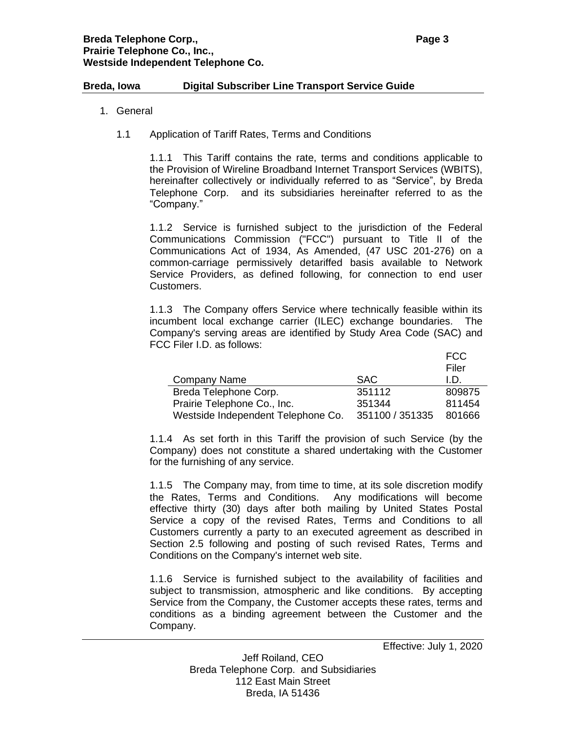1. General

   1.1 Application of Tariff Rates, Terms and Conditions

1.1.1 This Tariff contains the rate, terms and conditions applicable to the Provision of Wireline Broadband Internet Transport Services (WBITS), hereinafter collectively or individually referred to as "Service", by Breda Telephone Corp. and its subsidiaries hereinafter referred to as the "Company."

1.1.2 Service is furnished subject to the jurisdiction of the Federal Communications Commission ("FCC") pursuant to Title II of the Communications Act of 1934, As Amended, (47 USC 201-276) on a common-carriage permissively detariffed basis available to Network Service Providers, as defined following, for connection to end user Customers.

1.1.3 The Company offers Service where technically feasible within its incumbent local exchange carrier (ILEC) exchange boundaries. The Company's serving areas are identified by Study Area Code (SAC) and FCC Filer I.D. as follows:

| Company Name | SAC | FCC Filer I.D. |
|---|---|---|
| Breda Telephone Corp. | 351112 | 809875 |
| Prairie Telephone Co., Inc. | 351344 | 811454 |
| Westside Independent Telephone Co. | 351100 / 351335 | 801666 |

1.1.4 As set forth in this Tariff the provision of such Service (by the Company) does not constitute a shared undertaking with the Customer for the furnishing of any service.

1.1.5 The Company may, from time to time, at its sole discretion modify the Rates, Terms and Conditions. Any modifications will become effective thirty (30) days after both mailing by United States Postal Service a copy of the revised Rates, Terms and Conditions to all Customers currently a party to an executed agreement as described in Section 2.5 following and posting of such revised Rates, Terms and Conditions on the Company's internet web site.

1.1.6 Service is furnished subject to the availability of facilities and subject to transmission, atmospheric and like conditions. By accepting Service from the Company, the Customer accepts these rates, terms and conditions as a binding agreement between the Customer and the Company.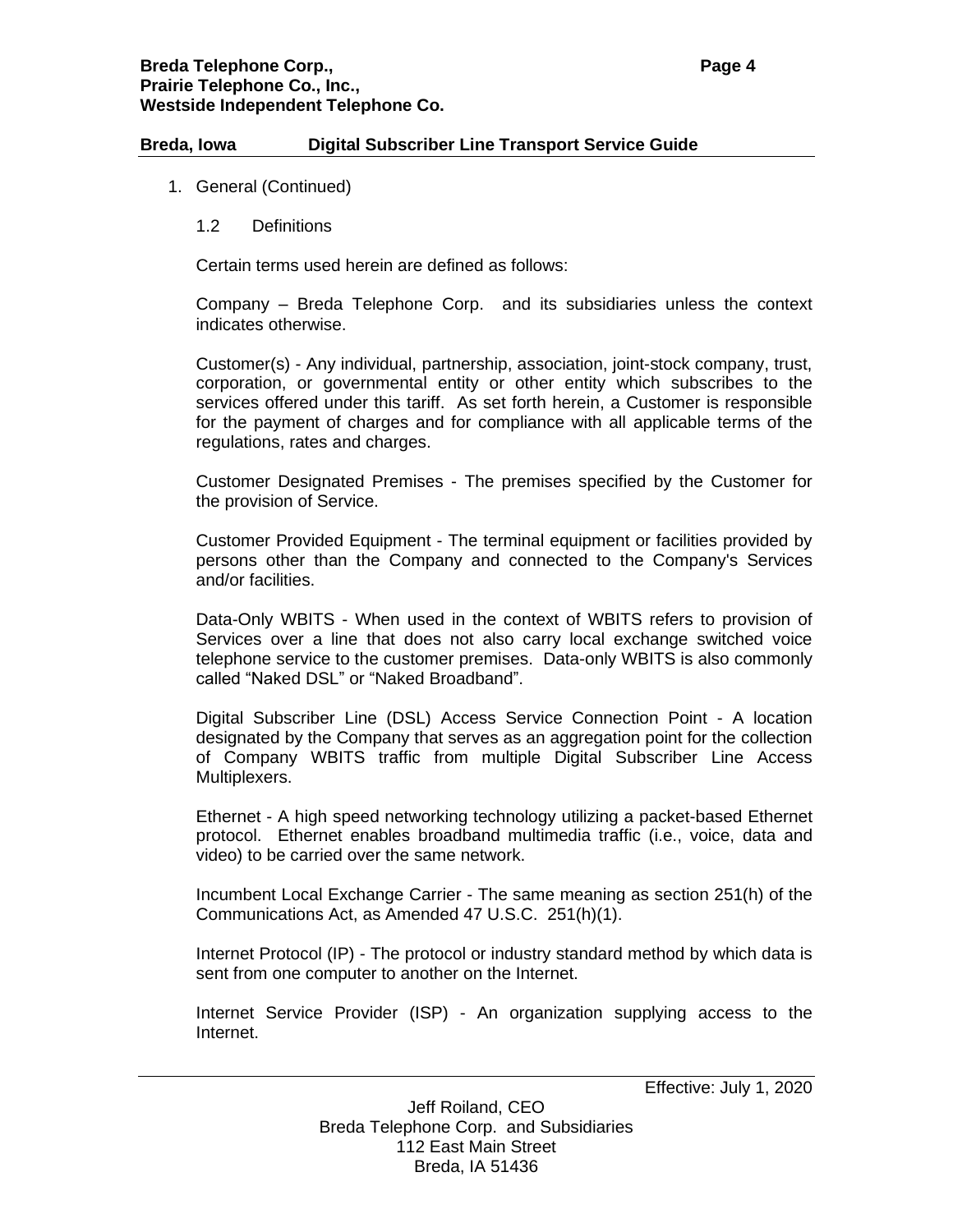1. General (Continued)

   1.2 Definitions

   Certain terms used herein are defined as follows:

   Company – Breda Telephone Corp. and its subsidiaries unless the context indicates otherwise.

   Customer(s) - Any individual, partnership, association, joint-stock company, trust, corporation, or governmental entity or other entity which subscribes to the services offered under this tariff. As set forth herein, a Customer is responsible for the payment of charges and for compliance with all applicable terms of the regulations, rates and charges.

   Customer Designated Premises - The premises specified by the Customer for the provision of Service.

   Customer Provided Equipment - The terminal equipment or facilities provided by persons other than the Company and connected to the Company's Services and/or facilities.

   Data-Only WBITS - When used in the context of WBITS refers to provision of Services over a line that does not also carry local exchange switched voice telephone service to the customer premises. Data-only WBITS is also commonly called "Naked DSL" or "Naked Broadband".

   Digital Subscriber Line (DSL) Access Service Connection Point - A location designated by the Company that serves as an aggregation point for the collection of Company WBITS traffic from multiple Digital Subscriber Line Access Multiplexers.

   Ethernet - A high speed networking technology utilizing a packet-based Ethernet protocol. Ethernet enables broadband multimedia traffic (i.e., voice, data and video) to be carried over the same network.

   Incumbent Local Exchange Carrier - The same meaning as section 251(h) of the Communications Act, as Amended 47 U.S.C. 251(h)(1).

   Internet Protocol (IP) - The protocol or industry standard method by which data is sent from one computer to another on the Internet.

   Internet Service Provider (ISP) - An organization supplying access to the Internet.

Effective: July 1, 2020

Jeff Roiland, CEO
Breda Telephone Corp. and Subsidiaries
112 East Main Street
Breda, IA 51436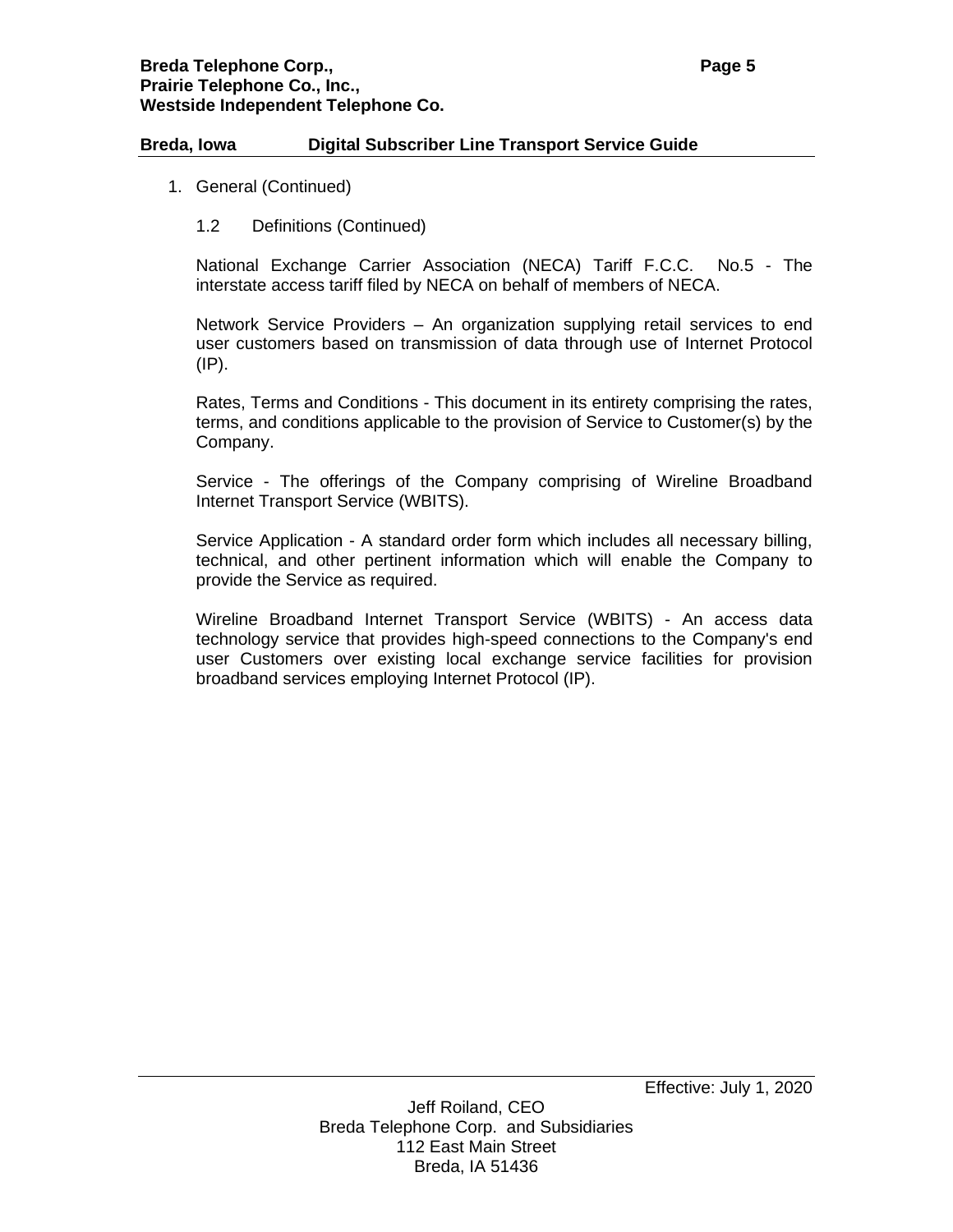1. General (Continued)

    1.2 Definitions (Continued)

National Exchange Carrier Association (NECA) Tariff F.C.C. No.5 - The interstate access tariff filed by NECA on behalf of members of NECA.

Network Service Providers – An organization supplying retail services to end user customers based on transmission of data through use of Internet Protocol (IP).

Rates, Terms and Conditions - This document in its entirety comprising the rates, terms, and conditions applicable to the provision of Service to Customer(s) by the Company.

Service - The offerings of the Company comprising of Wireline Broadband Internet Transport Service (WBITS).

Service Application - A standard order form which includes all necessary billing, technical, and other pertinent information which will enable the Company to provide the Service as required.

Wireline Broadband Internet Transport Service (WBITS) - An access data technology service that provides high-speed connections to the Company's end user Customers over existing local exchange service facilities for provision broadband services employing Internet Protocol (IP).

Effective: July 1, 2020

Jeff Roiland, CEO
Breda Telephone Corp. and Subsidiaries
112 East Main Street
Breda, IA 51436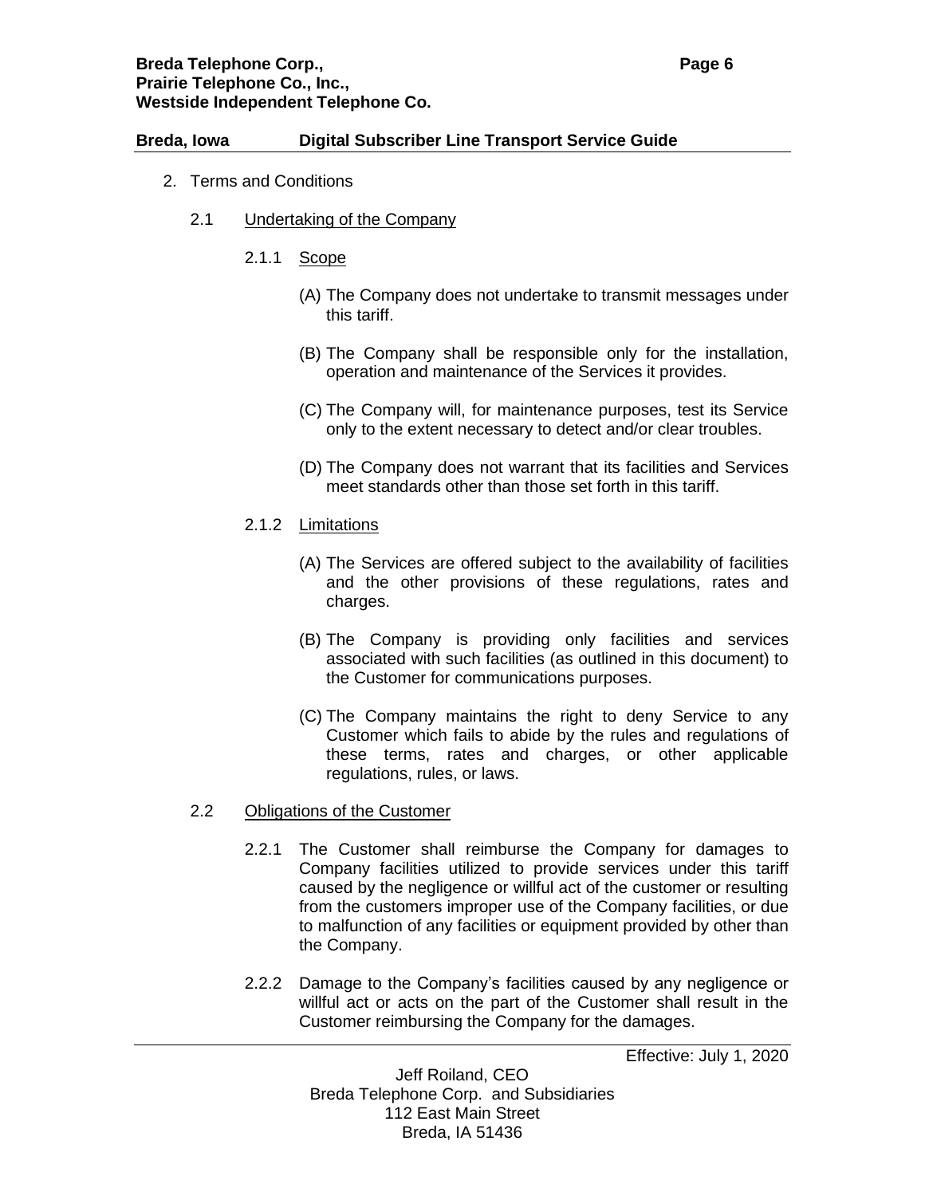2. Terms and Conditions

2.1 Undertaking of the Company

2.1.1 Scope

(A) The Company does not undertake to transmit messages under this tariff.

(B) The Company shall be responsible only for the installation, operation and maintenance of the Services it provides.

(C) The Company will, for maintenance purposes, test its Service only to the extent necessary to detect and/or clear troubles.

(D) The Company does not warrant that its facilities and Services meet standards other than those set forth in this tariff.

2.1.2 Limitations

(A) The Services are offered subject to the availability of facilities and the other provisions of these regulations, rates and charges.

(B) The Company is providing only facilities and services associated with such facilities (as outlined in this document) to the Customer for communications purposes.

(C) The Company maintains the right to deny Service to any Customer which fails to abide by the rules and regulations of these terms, rates and charges, or other applicable regulations, rules, or laws.

2.2 Obligations of the Customer

2.2.1 The Customer shall reimburse the Company for damages to Company facilities utilized to provide services under this tariff caused by the negligence or willful act of the customer or resulting from the customers improper use of the Company facilities, or due to malfunction of any facilities or equipment provided by other than the Company.

2.2.2 Damage to the Company's facilities caused by any negligence or willful act or acts on the part of the Customer shall result in the Customer reimbursing the Company for the damages.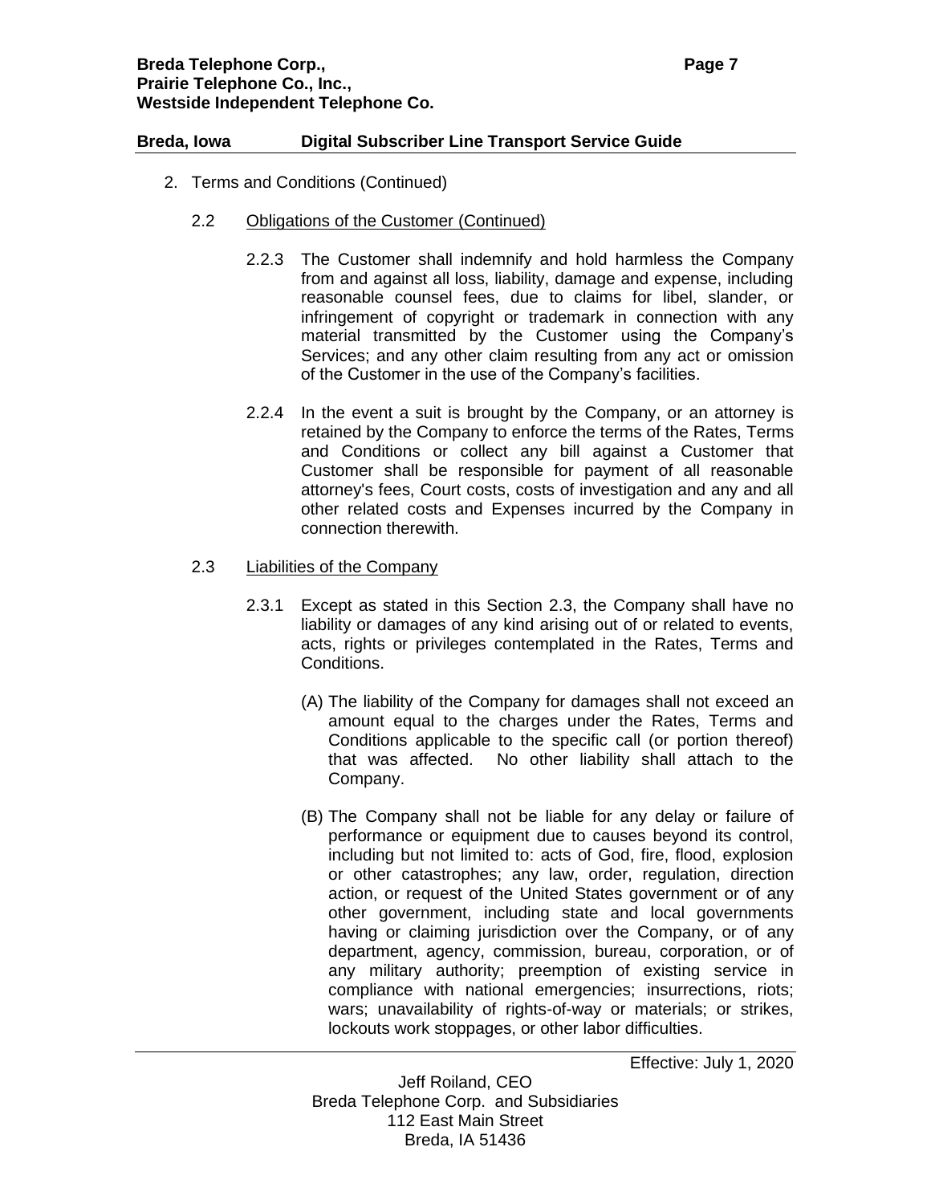2. Terms and Conditions (Continued)

2.2 Obligations of the Customer (Continued)

2.2.3 The Customer shall indemnify and hold harmless the Company from and against all loss, liability, damage and expense, including reasonable counsel fees, due to claims for libel, slander, or infringement of copyright or trademark in connection with any material transmitted by the Customer using the Company's Services; and any other claim resulting from any act or omission of the Customer in the use of the Company's facilities.

2.2.4 In the event a suit is brought by the Company, or an attorney is retained by the Company to enforce the terms of the Rates, Terms and Conditions or collect any bill against a Customer that Customer shall be responsible for payment of all reasonable attorney's fees, Court costs, costs of investigation and any and all other related costs and Expenses incurred by the Company in connection therewith.

2.3 Liabilities of the Company

2.3.1 Except as stated in this Section 2.3, the Company shall have no liability or damages of any kind arising out of or related to events, acts, rights or privileges contemplated in the Rates, Terms and Conditions.

(A) The liability of the Company for damages shall not exceed an amount equal to the charges under the Rates, Terms and Conditions applicable to the specific call (or portion thereof) that was affected. No other liability shall attach to the Company.

(B) The Company shall not be liable for any delay or failure of performance or equipment due to causes beyond its control, including but not limited to: acts of God, fire, flood, explosion or other catastrophes; any law, order, regulation, direction action, or request of the United States government or of any other government, including state and local governments having or claiming jurisdiction over the Company, or of any department, agency, commission, bureau, corporation, or of any military authority; preemption of existing service in compliance with national emergencies; insurrections, riots; wars; unavailability of rights-of-way or materials; or strikes, lockouts work stoppages, or other labor difficulties.

Effective: July 1, 2020

Jeff Roiland, CEO
Breda Telephone Corp. and Subsidiaries
112 East Main Street
Breda, IA 51436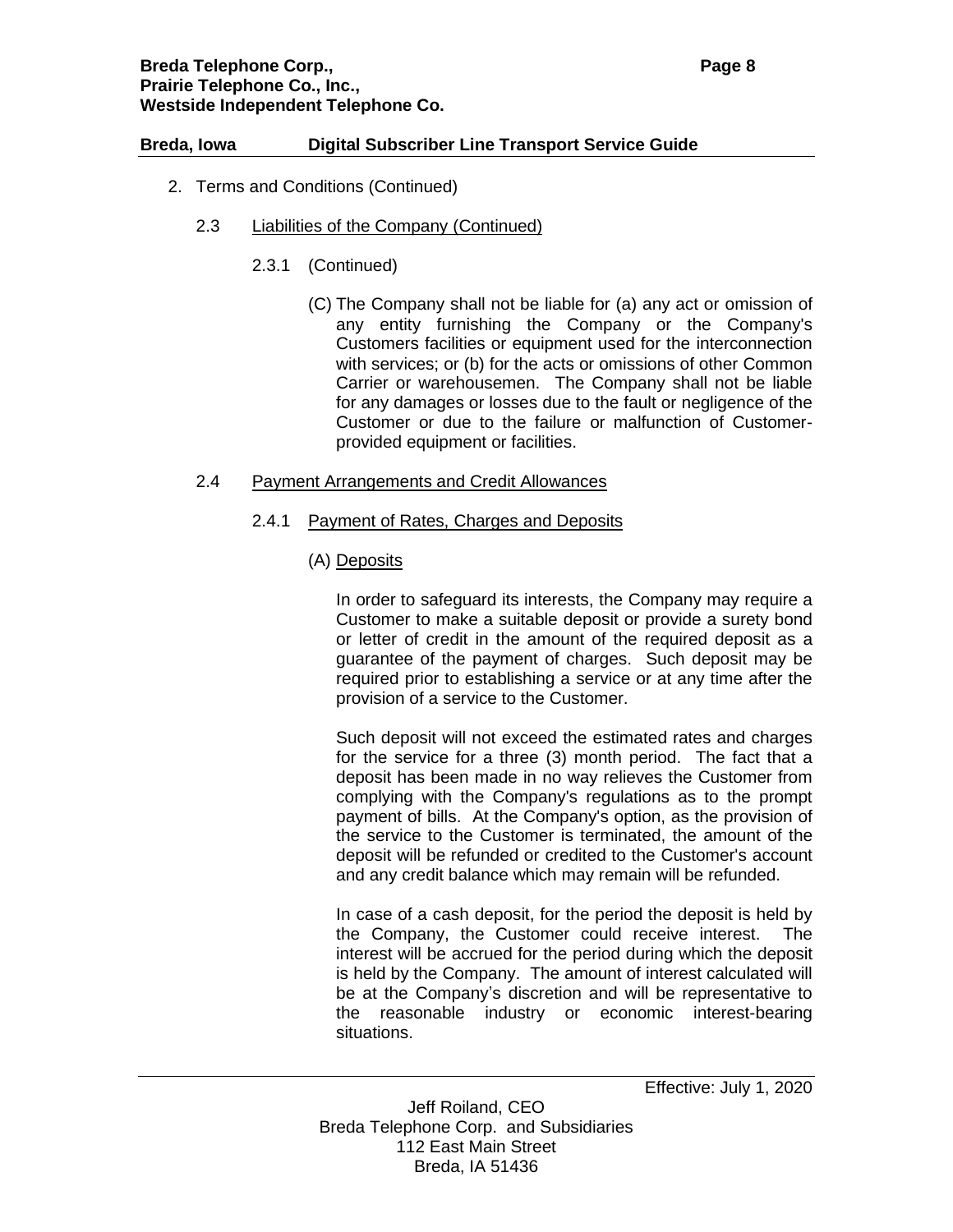2. Terms and Conditions (Continued)

   2.3 Liabilities of the Company (Continued)

      2.3.1 (Continued)

         (C) The Company shall not be liable for (a) any act or omission of any entity furnishing the Company or the Company's Customers facilities or equipment used for the interconnection with services; or (b) for the acts or omissions of other Common Carrier or warehousemen. The Company shall not be liable for any damages or losses due to the fault or negligence of the Customer or due to the failure or malfunction of Customer-provided equipment or facilities.

   2.4 Payment Arrangements and Credit Allowances

      2.4.1 Payment of Rates, Charges and Deposits

         (A) Deposits

         In order to safeguard its interests, the Company may require a Customer to make a suitable deposit or provide a surety bond or letter of credit in the amount of the required deposit as a guarantee of the payment of charges. Such deposit may be required prior to establishing a service or at any time after the provision of a service to the Customer.

         Such deposit will not exceed the estimated rates and charges for the service for a three (3) month period. The fact that a deposit has been made in no way relieves the Customer from complying with the Company's regulations as to the prompt payment of bills. At the Company's option, as the provision of the service to the Customer is terminated, the amount of the deposit will be refunded or credited to the Customer's account and any credit balance which may remain will be refunded.

         In case of a cash deposit, for the period the deposit is held by the Company, the Customer could receive interest. The interest will be accrued for the period during which the deposit is held by the Company. The amount of interest calculated will be at the Company's discretion and will be representative to the reasonable industry or economic interest-bearing situations.

Effective: July 1, 2020

Jeff Roiland, CEO
Breda Telephone Corp. and Subsidiaries
112 East Main Street
Breda, IA 51436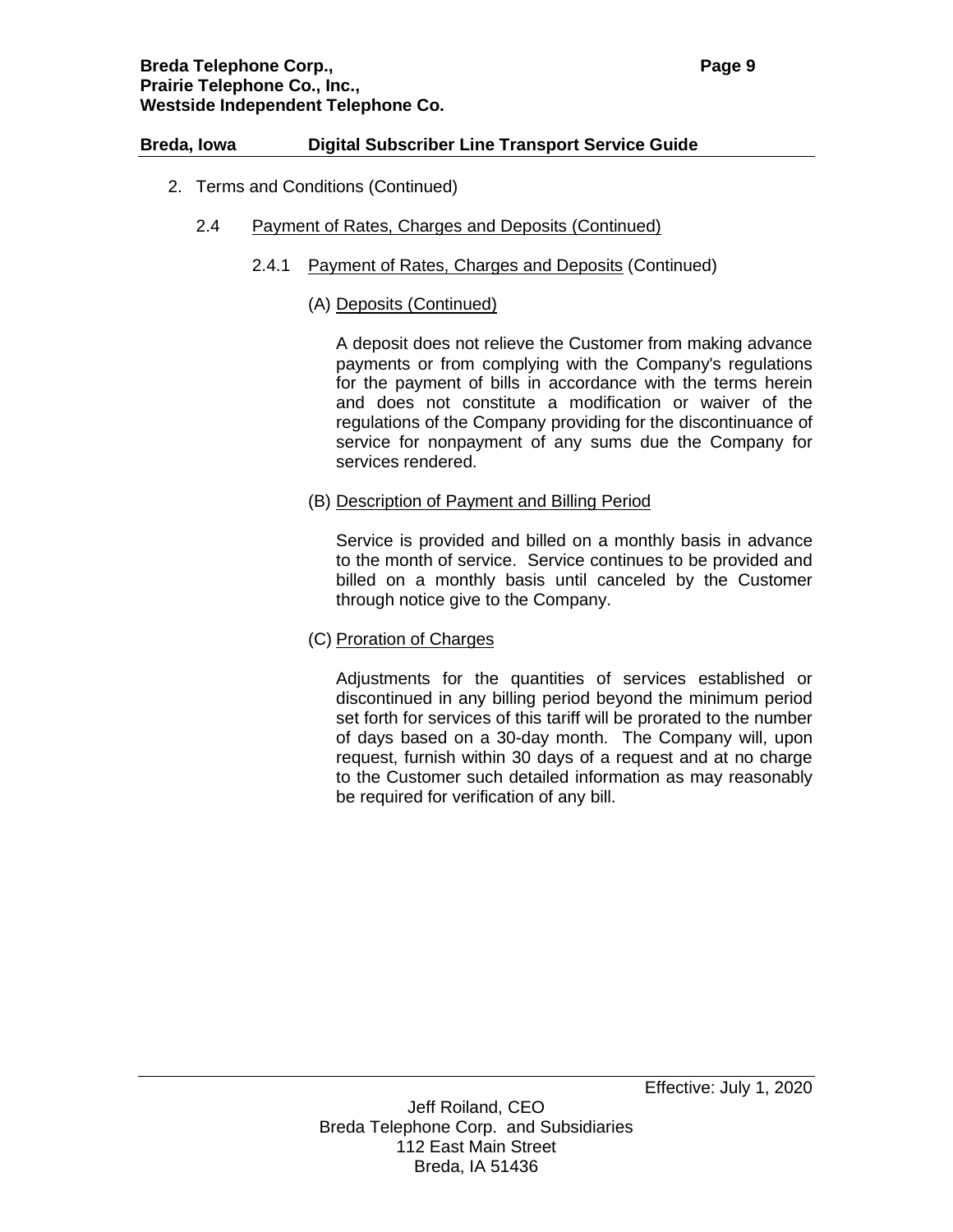2. Terms and Conditions (Continued)

   2.4 Payment of Rates, Charges and Deposits (Continued)

      2.4.1 Payment of Rates, Charges and Deposits (Continued)

         (A) Deposits (Continued)

         A deposit does not relieve the Customer from making advance payments or from complying with the Company's regulations for the payment of bills in accordance with the terms herein and does not constitute a modification or waiver of the regulations of the Company providing for the discontinuance of service for nonpayment of any sums due the Company for services rendered.

         (B) Description of Payment and Billing Period

         Service is provided and billed on a monthly basis in advance to the month of service. Service continues to be provided and billed on a monthly basis until canceled by the Customer through notice give to the Company.

         (C) Proration of Charges

         Adjustments for the quantities of services established or discontinued in any billing period beyond the minimum period set forth for services of this tariff will be prorated to the number of days based on a 30-day month. The Company will, upon request, furnish within 30 days of a request and at no charge to the Customer such detailed information as may reasonably be required for verification of any bill.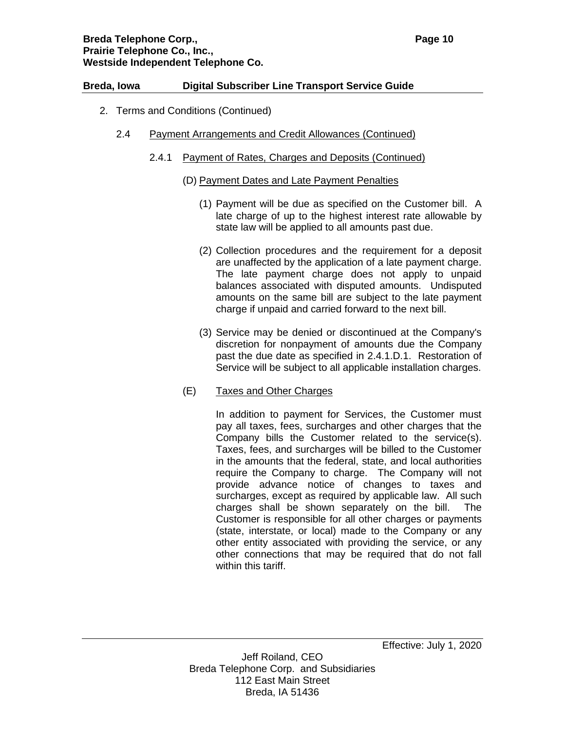2. Terms and Conditions (Continued)

2.4 Payment Arrangements and Credit Allowances (Continued)

2.4.1 Payment of Rates, Charges and Deposits (Continued)

(D) Payment Dates and Late Payment Penalties

(1) Payment will be due as specified on the Customer bill. A late charge of up to the highest interest rate allowable by state law will be applied to all amounts past due.

(2) Collection procedures and the requirement for a deposit are unaffected by the application of a late payment charge. The late payment charge does not apply to unpaid balances associated with disputed amounts. Undisputed amounts on the same bill are subject to the late payment charge if unpaid and carried forward to the next bill.

(3) Service may be denied or discontinued at the Company's discretion for nonpayment of amounts due the Company past the due date as specified in 2.4.1.D.1. Restoration of Service will be subject to all applicable installation charges.

(E) Taxes and Other Charges

In addition to payment for Services, the Customer must pay all taxes, fees, surcharges and other charges that the Company bills the Customer related to the service(s). Taxes, fees, and surcharges will be billed to the Customer in the amounts that the federal, state, and local authorities require the Company to charge. The Company will not provide advance notice of changes to taxes and surcharges, except as required by applicable law. All such charges shall be shown separately on the bill. The Customer is responsible for all other charges or payments (state, interstate, or local) made to the Company or any other entity associated with providing the service, or any other connections that may be required that do not fall within this tariff.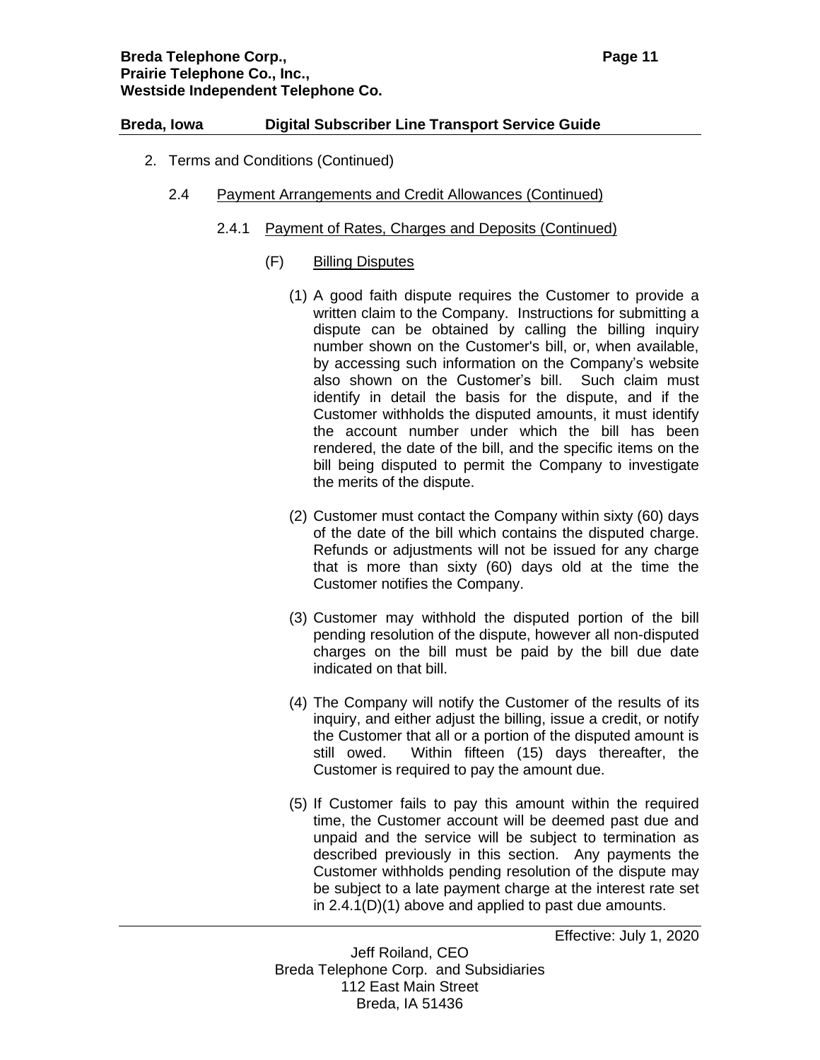2. Terms and Conditions (Continued)

2.4 Payment Arrangements and Credit Allowances (Continued)

2.4.1 Payment of Rates, Charges and Deposits (Continued)

(F) Billing Disputes

(1) A good faith dispute requires the Customer to provide a written claim to the Company. Instructions for submitting a dispute can be obtained by calling the billing inquiry number shown on the Customer's bill, or, when available, by accessing such information on the Company's website also shown on the Customer's bill. Such claim must identify in detail the basis for the dispute, and if the Customer withholds the disputed amounts, it must identify the account number under which the bill has been rendered, the date of the bill, and the specific items on the bill being disputed to permit the Company to investigate the merits of the dispute.

(2) Customer must contact the Company within sixty (60) days of the date of the bill which contains the disputed charge. Refunds or adjustments will not be issued for any charge that is more than sixty (60) days old at the time the Customer notifies the Company.

(3) Customer may withhold the disputed portion of the bill pending resolution of the dispute, however all non-disputed charges on the bill must be paid by the bill due date indicated on that bill.

(4) The Company will notify the Customer of the results of its inquiry, and either adjust the billing, issue a credit, or notify the Customer that all or a portion of the disputed amount is still owed. Within fifteen (15) days thereafter, the Customer is required to pay the amount due.

(5) If Customer fails to pay this amount within the required time, the Customer account will be deemed past due and unpaid and the service will be subject to termination as described previously in this section. Any payments the Customer withholds pending resolution of the dispute may be subject to a late payment charge at the interest rate set in 2.4.1(D)(1) above and applied to past due amounts.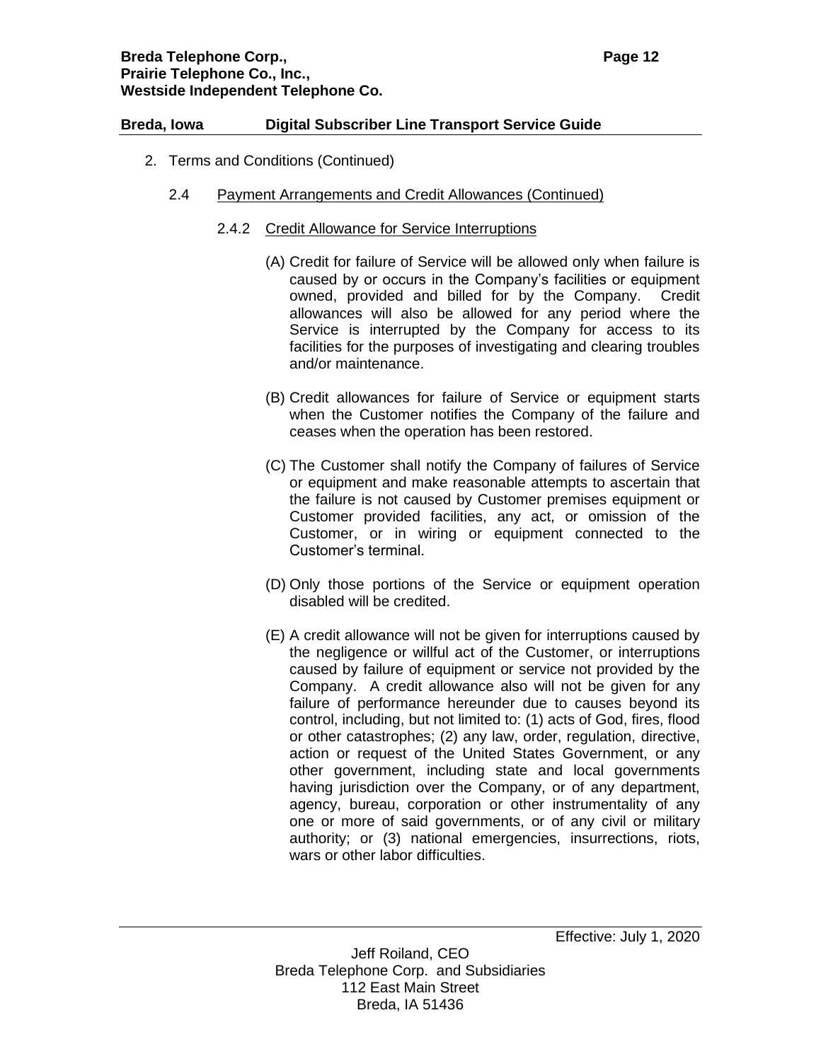2. Terms and Conditions (Continued)

2.4 Payment Arrangements and Credit Allowances (Continued)

2.4.2 Credit Allowance for Service Interruptions

(A) Credit for failure of Service will be allowed only when failure is caused by or occurs in the Company's facilities or equipment owned, provided and billed for by the Company. Credit allowances will also be allowed for any period where the Service is interrupted by the Company for access to its facilities for the purposes of investigating and clearing troubles and/or maintenance.

(B) Credit allowances for failure of Service or equipment starts when the Customer notifies the Company of the failure and ceases when the operation has been restored.

(C) The Customer shall notify the Company of failures of Service or equipment and make reasonable attempts to ascertain that the failure is not caused by Customer premises equipment or Customer provided facilities, any act, or omission of the Customer, or in wiring or equipment connected to the Customer's terminal.

(D) Only those portions of the Service or equipment operation disabled will be credited.

(E) A credit allowance will not be given for interruptions caused by the negligence or willful act of the Customer, or interruptions caused by failure of equipment or service not provided by the Company. A credit allowance also will not be given for any failure of performance hereunder due to causes beyond its control, including, but not limited to: (1) acts of God, fires, flood or other catastrophes; (2) any law, order, regulation, directive, action or request of the United States Government, or any other government, including state and local governments having jurisdiction over the Company, or of any department, agency, bureau, corporation or other instrumentality of any one or more of said governments, or of any civil or military authority; or (3) national emergencies, insurrections, riots, wars or other labor difficulties.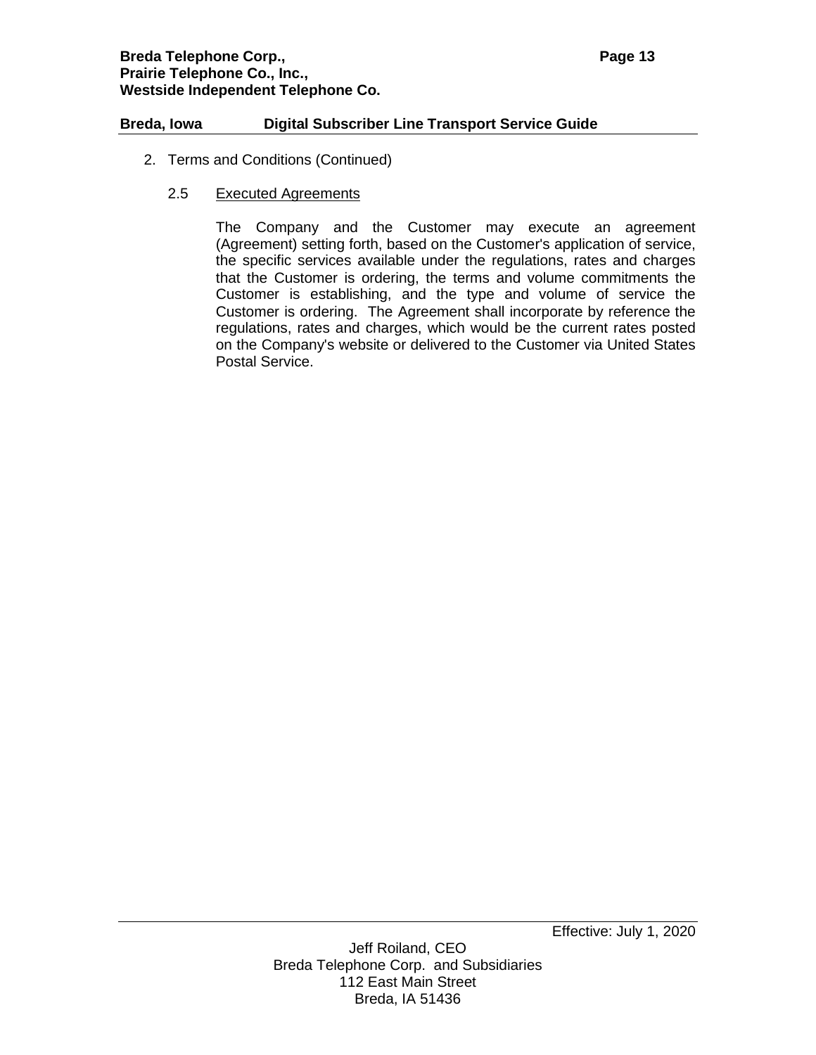2. Terms and Conditions (Continued)

2.5 Executed Agreements

The Company and the Customer may execute an agreement (Agreement) setting forth, based on the Customer's application of service, the specific services available under the regulations, rates and charges that the Customer is ordering, the terms and volume commitments the Customer is establishing, and the type and volume of service the Customer is ordering. The Agreement shall incorporate by reference the regulations, rates and charges, which would be the current rates posted on the Company's website or delivered to the Customer via United States Postal Service.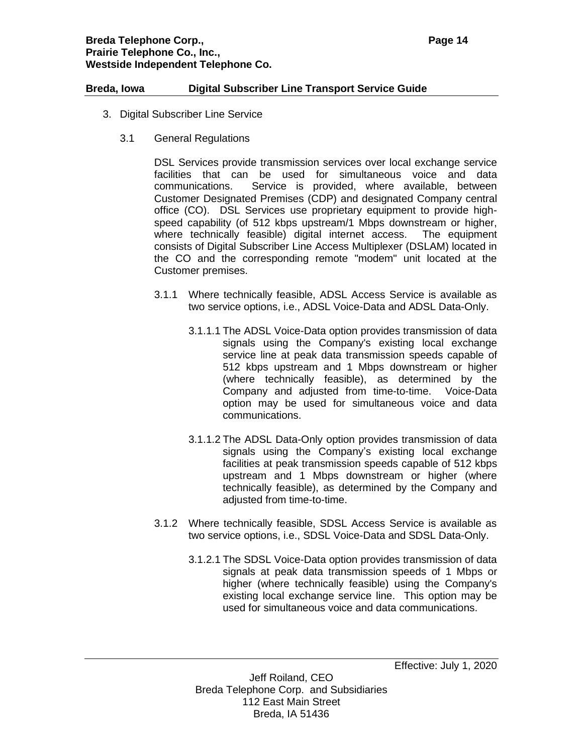3. Digital Subscriber Line Service

3.1 General Regulations

DSL Services provide transmission services over local exchange service facilities that can be used for simultaneous voice and data communications. Service is provided, where available, between Customer Designated Premises (CDP) and designated Company central office (CO). DSL Services use proprietary equipment to provide high-speed capability (of 512 kbps upstream/1 Mbps downstream or higher, where technically feasible) digital internet access. The equipment consists of Digital Subscriber Line Access Multiplexer (DSLAM) located in the CO and the corresponding remote "modem" unit located at the Customer premises.

3.1.1 Where technically feasible, ADSL Access Service is available as two service options, i.e., ADSL Voice-Data and ADSL Data-Only.

3.1.1.1 The ADSL Voice-Data option provides transmission of data signals using the Company's existing local exchange service line at peak data transmission speeds capable of 512 kbps upstream and 1 Mbps downstream or higher (where technically feasible), as determined by the Company and adjusted from time-to-time. Voice-Data option may be used for simultaneous voice and data communications.

3.1.1.2 The ADSL Data-Only option provides transmission of data signals using the Company's existing local exchange facilities at peak transmission speeds capable of 512 kbps upstream and 1 Mbps downstream or higher (where technically feasible), as determined by the Company and adjusted from time-to-time.

3.1.2 Where technically feasible, SDSL Access Service is available as two service options, i.e., SDSL Voice-Data and SDSL Data-Only.

3.1.2.1 The SDSL Voice-Data option provides transmission of data signals at peak data transmission speeds of 1 Mbps or higher (where technically feasible) using the Company's existing local exchange service line. This option may be used for simultaneous voice and data communications.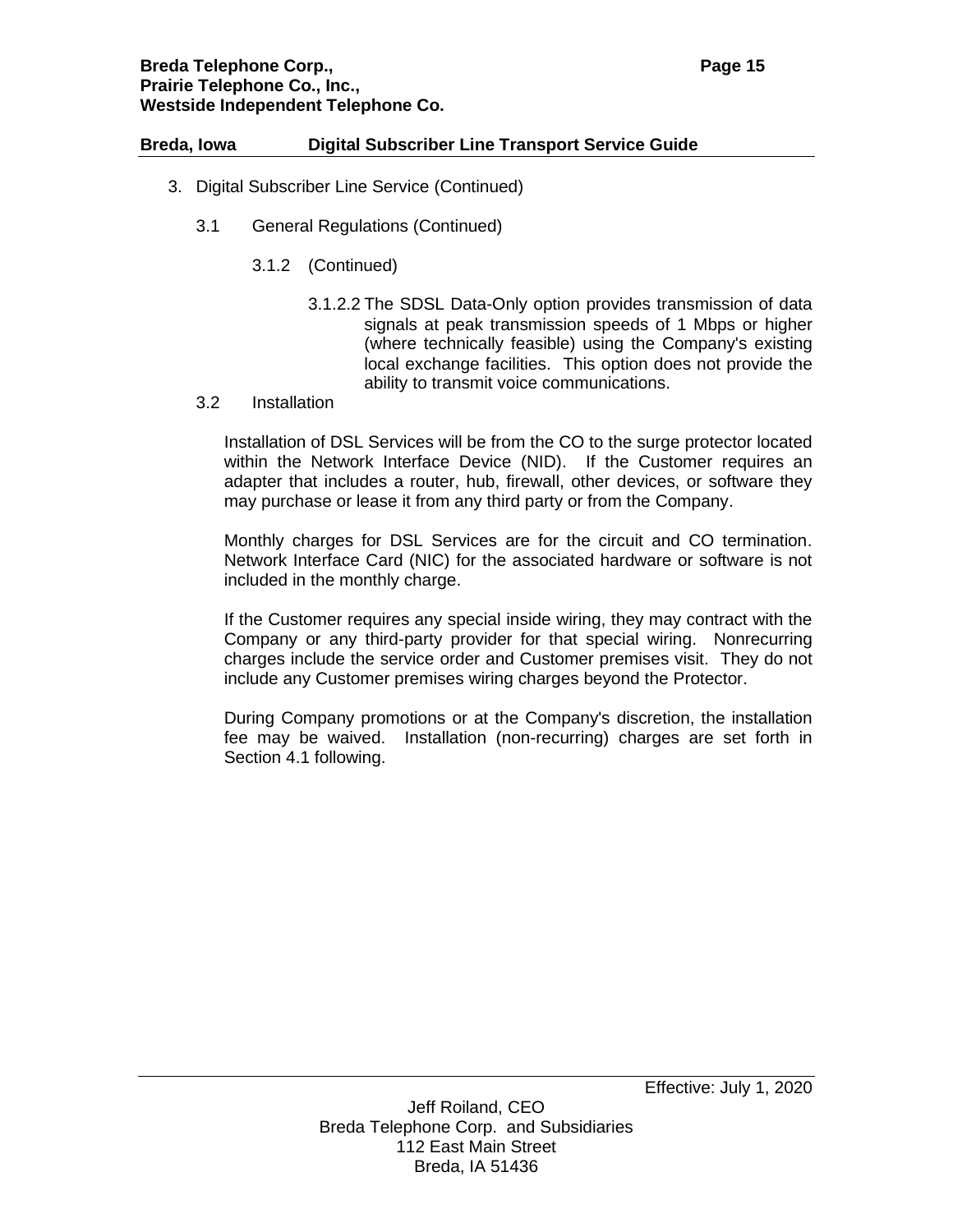3. Digital Subscriber Line Service (Continued)

3.1 General Regulations (Continued)

3.1.2 (Continued)

3.1.2.2 The SDSL Data-Only option provides transmission of data signals at peak transmission speeds of 1 Mbps or higher (where technically feasible) using the Company's existing local exchange facilities. This option does not provide the ability to transmit voice communications.

3.2 Installation

Installation of DSL Services will be from the CO to the surge protector located within the Network Interface Device (NID). If the Customer requires an adapter that includes a router, hub, firewall, other devices, or software they may purchase or lease it from any third party or from the Company.

Monthly charges for DSL Services are for the circuit and CO termination. Network Interface Card (NIC) for the associated hardware or software is not included in the monthly charge.

If the Customer requires any special inside wiring, they may contract with the Company or any third-party provider for that special wiring. Nonrecurring charges include the service order and Customer premises visit. They do not include any Customer premises wiring charges beyond the Protector.

During Company promotions or at the Company's discretion, the installation fee may be waived. Installation (non-recurring) charges are set forth in Section 4.1 following.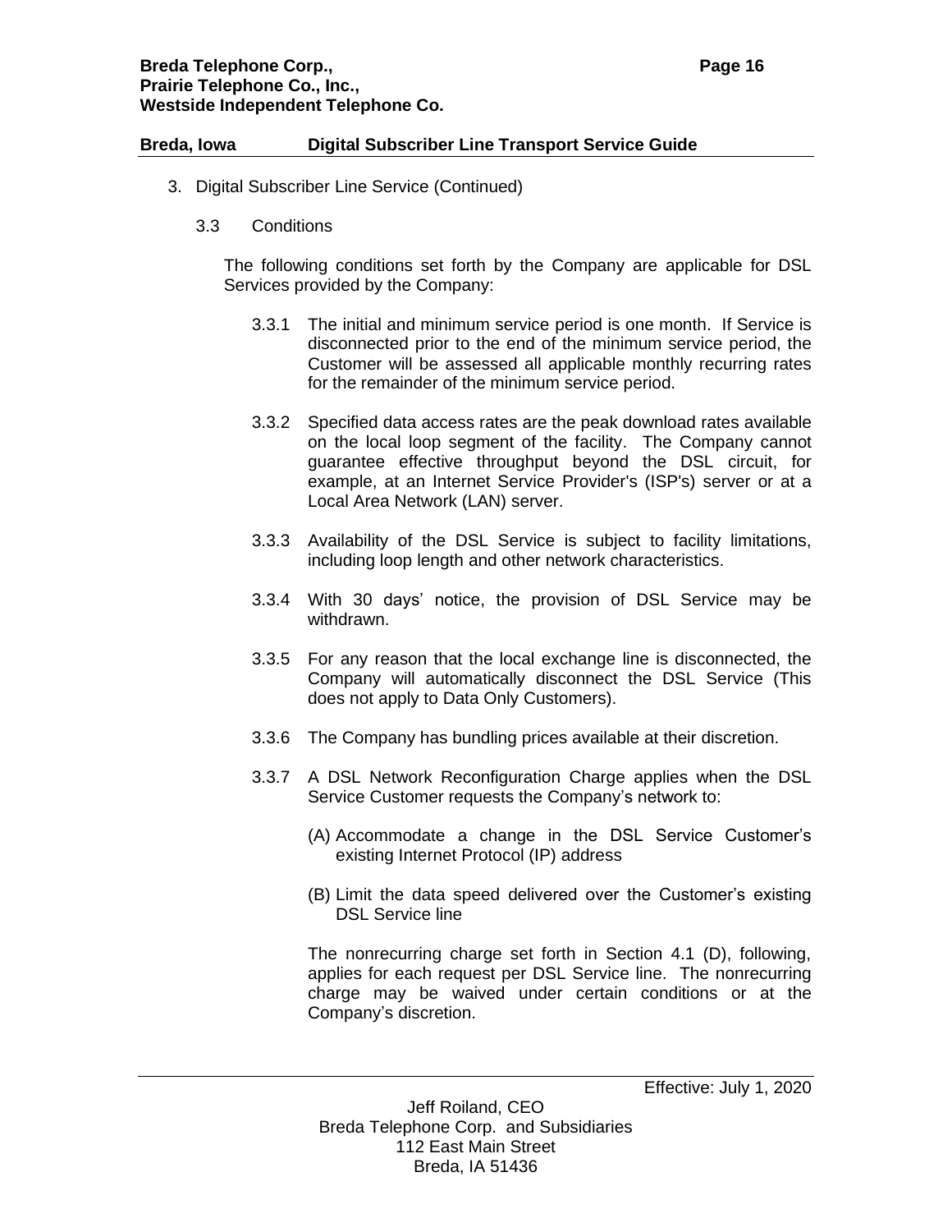3. Digital Subscriber Line Service (Continued)

3.3 Conditions

The following conditions set forth by the Company are applicable for DSL Services provided by the Company:

3.3.1 The initial and minimum service period is one month. If Service is disconnected prior to the end of the minimum service period, the Customer will be assessed all applicable monthly recurring rates for the remainder of the minimum service period.

3.3.2 Specified data access rates are the peak download rates available on the local loop segment of the facility. The Company cannot guarantee effective throughput beyond the DSL circuit, for example, at an Internet Service Provider's (ISP's) server or at a Local Area Network (LAN) server.

3.3.3 Availability of the DSL Service is subject to facility limitations, including loop length and other network characteristics.

3.3.4 With 30 days' notice, the provision of DSL Service may be withdrawn.

3.3.5 For any reason that the local exchange line is disconnected, the Company will automatically disconnect the DSL Service (This does not apply to Data Only Customers).

3.3.6 The Company has bundling prices available at their discretion.

3.3.7 A DSL Network Reconfiguration Charge applies when the DSL Service Customer requests the Company's network to:

(A) Accommodate a change in the DSL Service Customer's existing Internet Protocol (IP) address

(B) Limit the data speed delivered over the Customer's existing DSL Service line

The nonrecurring charge set forth in Section 4.1 (D), following, applies for each request per DSL Service line. The nonrecurring charge may be waived under certain conditions or at the Company's discretion.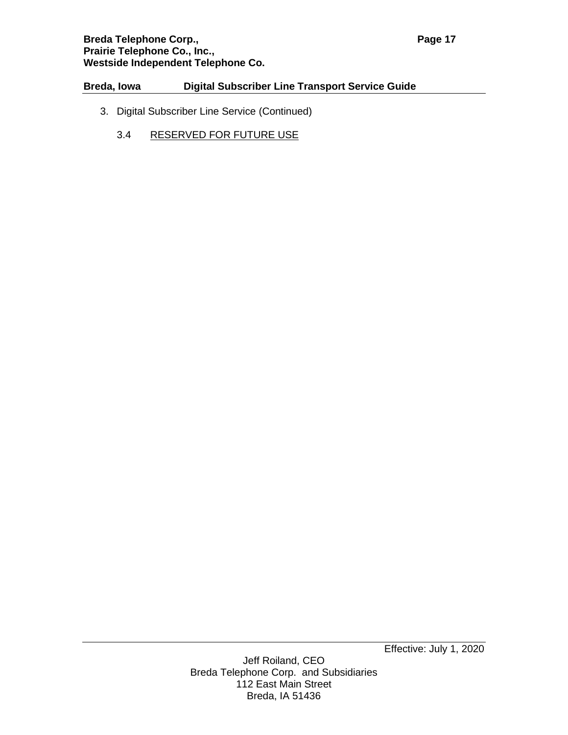3. Digital Subscriber Line Service (Continued)

   3.4 RESERVED FOR FUTURE USE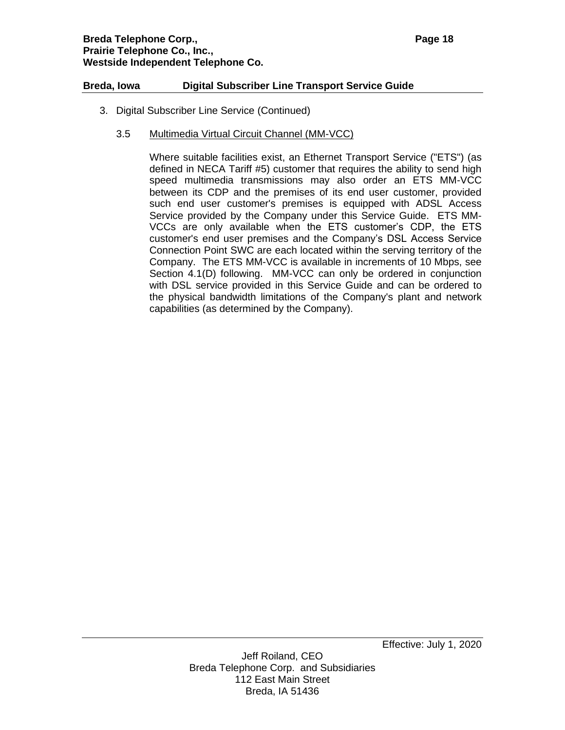3. Digital Subscriber Line Service (Continued)

3.5 Multimedia Virtual Circuit Channel (MM-VCC)

Where suitable facilities exist, an Ethernet Transport Service ("ETS") (as defined in NECA Tariff #5) customer that requires the ability to send high speed multimedia transmissions may also order an ETS MM-VCC between its CDP and the premises of its end user customer, provided such end user customer's premises is equipped with ADSL Access Service provided by the Company under this Service Guide. ETS MM-VCCs are only available when the ETS customer's CDP, the ETS customer's end user premises and the Company's DSL Access Service Connection Point SWC are each located within the serving territory of the Company. The ETS MM-VCC is available in increments of 10 Mbps, see Section 4.1(D) following. MM-VCC can only be ordered in conjunction with DSL service provided in this Service Guide and can be ordered to the physical bandwidth limitations of the Company's plant and network capabilities (as determined by the Company).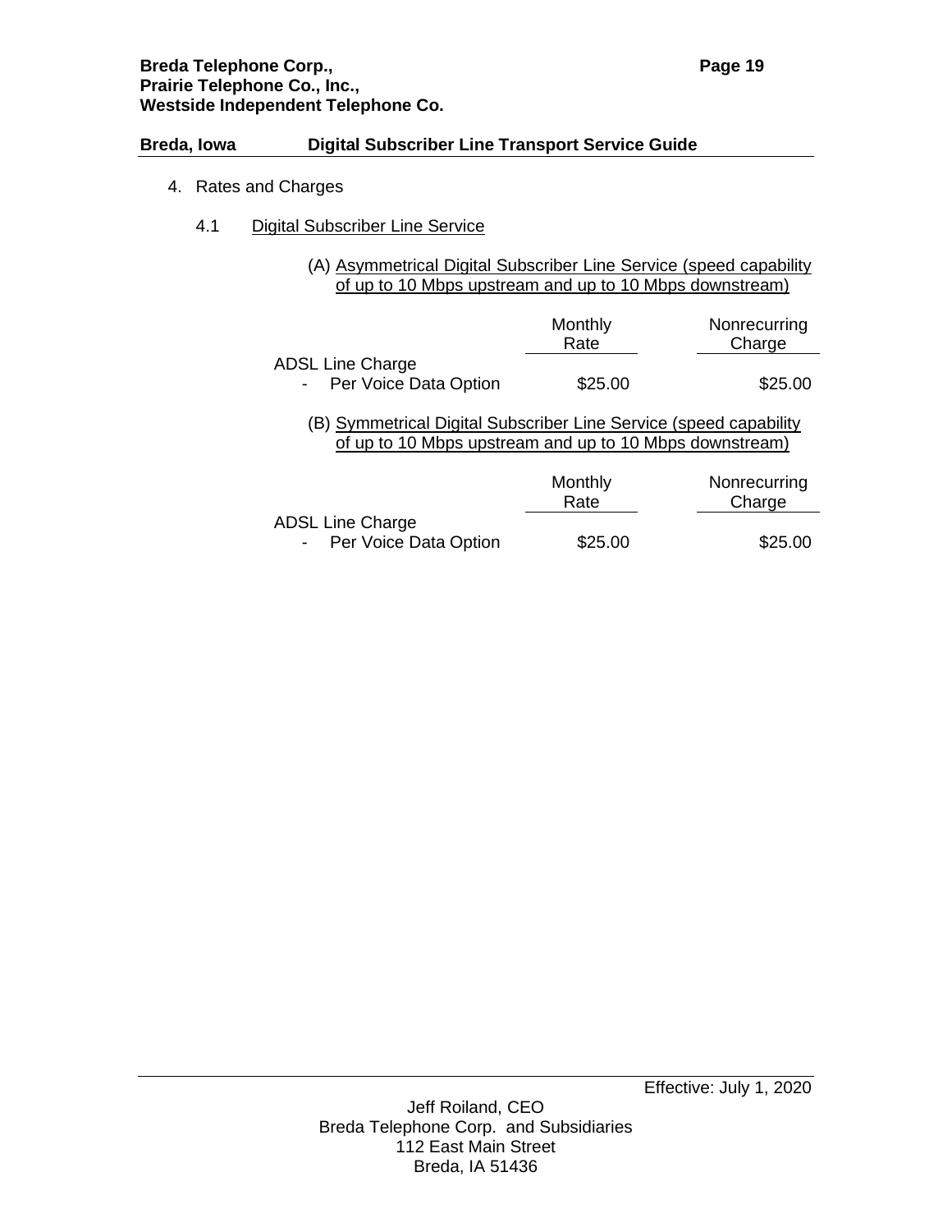4. Rates and Charges

4.1 Digital Subscriber Line Service

(A) Asymmetrical Digital Subscriber Line Service (speed capability of up to 10 Mbps upstream and up to 10 Mbps downstream)

| | Monthly Rate | Nonrecurring Charge |
|---|---|---|
| ADSL Line Charge | | |
| - Per Voice Data Option | $25.00 | $25.00 |

(B) Symmetrical Digital Subscriber Line Service (speed capability of up to 10 Mbps upstream and up to 10 Mbps downstream)

| | Monthly Rate | Nonrecurring Charge |
|---|---|---|
| ADSL Line Charge | | |
| - Per Voice Data Option | $25.00 | $25.00 |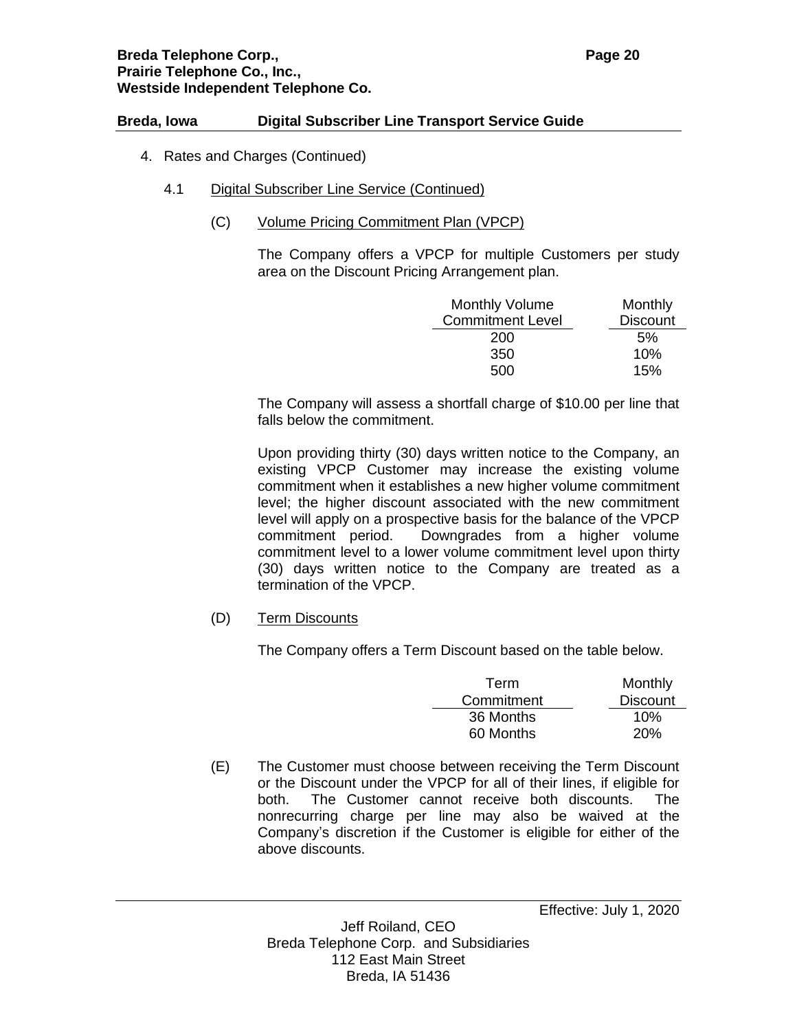4. Rates and Charges (Continued)

   4.1 Digital Subscriber Line Service (Continued)

   (C) Volume Pricing Commitment Plan (VPCP)

   The Company offers a VPCP for multiple Customers per study area on the Discount Pricing Arrangement plan.

| Monthly Volume Commitment Level | Monthly Discount |
|---|---|
| 200 | 5% |
| 350 | 10% |
| 500 | 15% |

   The Company will assess a shortfall charge of $10.00 per line that falls below the commitment.

   Upon providing thirty (30) days written notice to the Company, an existing VPCP Customer may increase the existing volume commitment when it establishes a new higher volume commitment level; the higher discount associated with the new commitment level will apply on a prospective basis for the balance of the VPCP commitment period. Downgrades from a higher volume commitment level to a lower volume commitment level upon thirty (30) days written notice to the Company are treated as a termination of the VPCP.

   (D) Term Discounts

   The Company offers a Term Discount based on the table below.

| Term Commitment | Monthly Discount |
|---|---|
| 36 Months | 10% |
| 60 Months | 20% |

   (E) The Customer must choose between receiving the Term Discount or the Discount under the VPCP for all of their lines, if eligible for both. The Customer cannot receive both discounts. The nonrecurring charge per line may also be waived at the Company's discretion if the Customer is eligible for either of the above discounts.

Effective: July 1, 2020

Jeff Roiland, CEO
Breda Telephone Corp. and Subsidiaries
112 East Main Street
Breda, IA 51436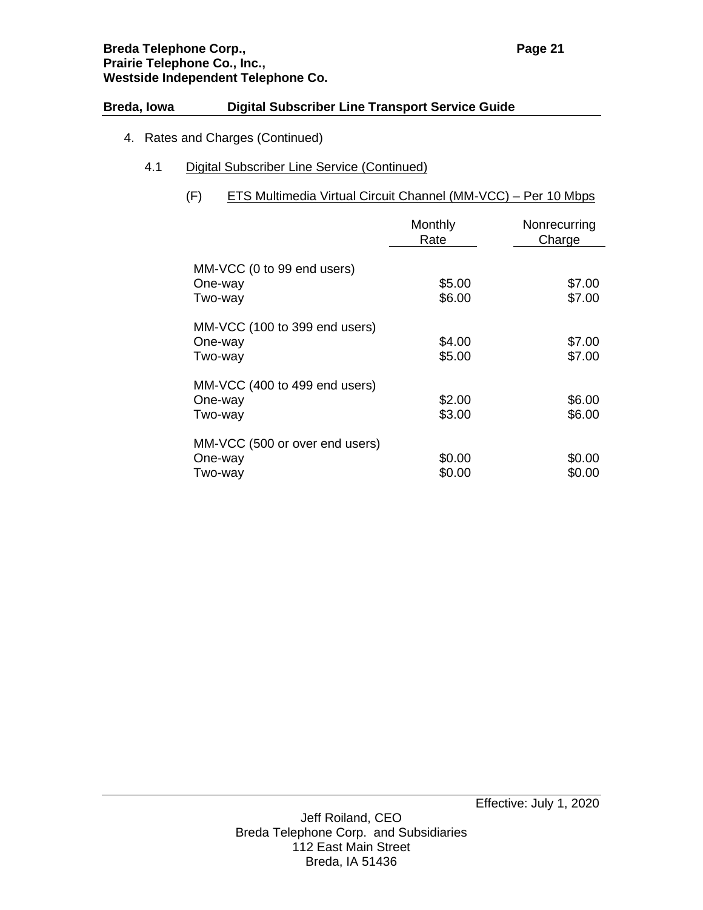4. Rates and Charges (Continued)

4.1 Digital Subscriber Line Service (Continued)

(F) ETS Multimedia Virtual Circuit Channel (MM-VCC) – Per 10 Mbps

| | Monthly Rate | Nonrecurring Charge |
|---|---|---|
| MM-VCC (0 to 99 end users) | | |
| One-way | $5.00 | $7.00 |
| Two-way | $6.00 | $7.00 |
| MM-VCC (100 to 399 end users) | | |
| One-way | $4.00 | $7.00 |
| Two-way | $5.00 | $7.00 |
| MM-VCC (400 to 499 end users) | | |
| One-way | $2.00 | $6.00 |
| Two-way | $3.00 | $6.00 |
| MM-VCC (500 or over end users) | | |
| One-way | $0.00 | $0.00 |
| Two-way | $0.00 | $0.00 |

Effective: July 1, 2020

Jeff Roiland, CEO
Breda Telephone Corp. and Subsidiaries
112 East Main Street
Breda, IA 51436